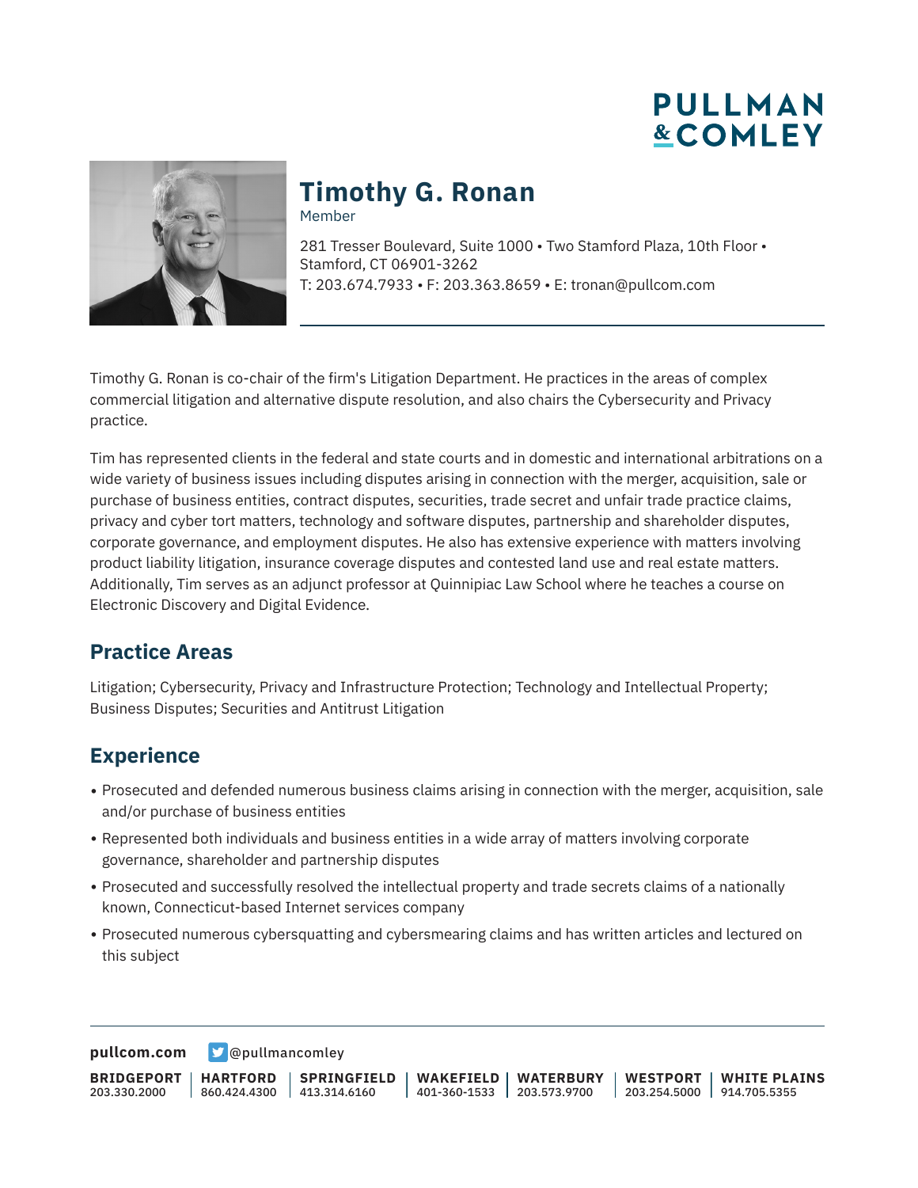# PULLMAN & COMLEY

## Timothy G. Ronan

Member

281 Tresser Boulevard, Suite 1000 • Two Stamford Plaza, 10th Floor • Stamford, CT 06901-3262
T: 203.674.7933 • F: 203.363.8659 • E: tronan@pullcom.com

Timothy G. Ronan is co-chair of the firm's Litigation Department. He practices in the areas of complex commercial litigation and alternative dispute resolution, and also chairs the Cybersecurity and Privacy practice.

Tim has represented clients in the federal and state courts and in domestic and international arbitrations on a wide variety of business issues including disputes arising in connection with the merger, acquisition, sale or purchase of business entities, contract disputes, securities, trade secret and unfair trade practice claims, privacy and cyber tort matters, technology and software disputes, partnership and shareholder disputes, corporate governance, and employment disputes. He also has extensive experience with matters involving product liability litigation, insurance coverage disputes and contested land use and real estate matters. Additionally, Tim serves as an adjunct professor at Quinnipiac Law School where he teaches a course on Electronic Discovery and Digital Evidence.

## Practice Areas

Litigation; Cybersecurity, Privacy and Infrastructure Protection; Technology and Intellectual Property; Business Disputes; Securities and Antitrust Litigation

## Experience

- Prosecuted and defended numerous business claims arising in connection with the merger, acquisition, sale and/or purchase of business entities
- Represented both individuals and business entities in a wide array of matters involving corporate governance, shareholder and partnership disputes
- Prosecuted and successfully resolved the intellectual property and trade secrets claims of a nationally known, Connecticut-based Internet services company
- Prosecuted numerous cybersquatting and cybersmearing claims and has written articles and lectured on this subject

**pullcom.com** @pullmancomley

| BRIDGEPORT | HARTFORD | SPRINGFIELD | WAKEFIELD | WATERBURY | WESTPORT | WHITE PLAINS |
|---|---|---|---|---|---|---|
| 203.330.2000 | 860.424.4300 | 413.314.6160 | 401-360-1533 | 203.573.9700 | 203.254.5000 | 914.705.5355 |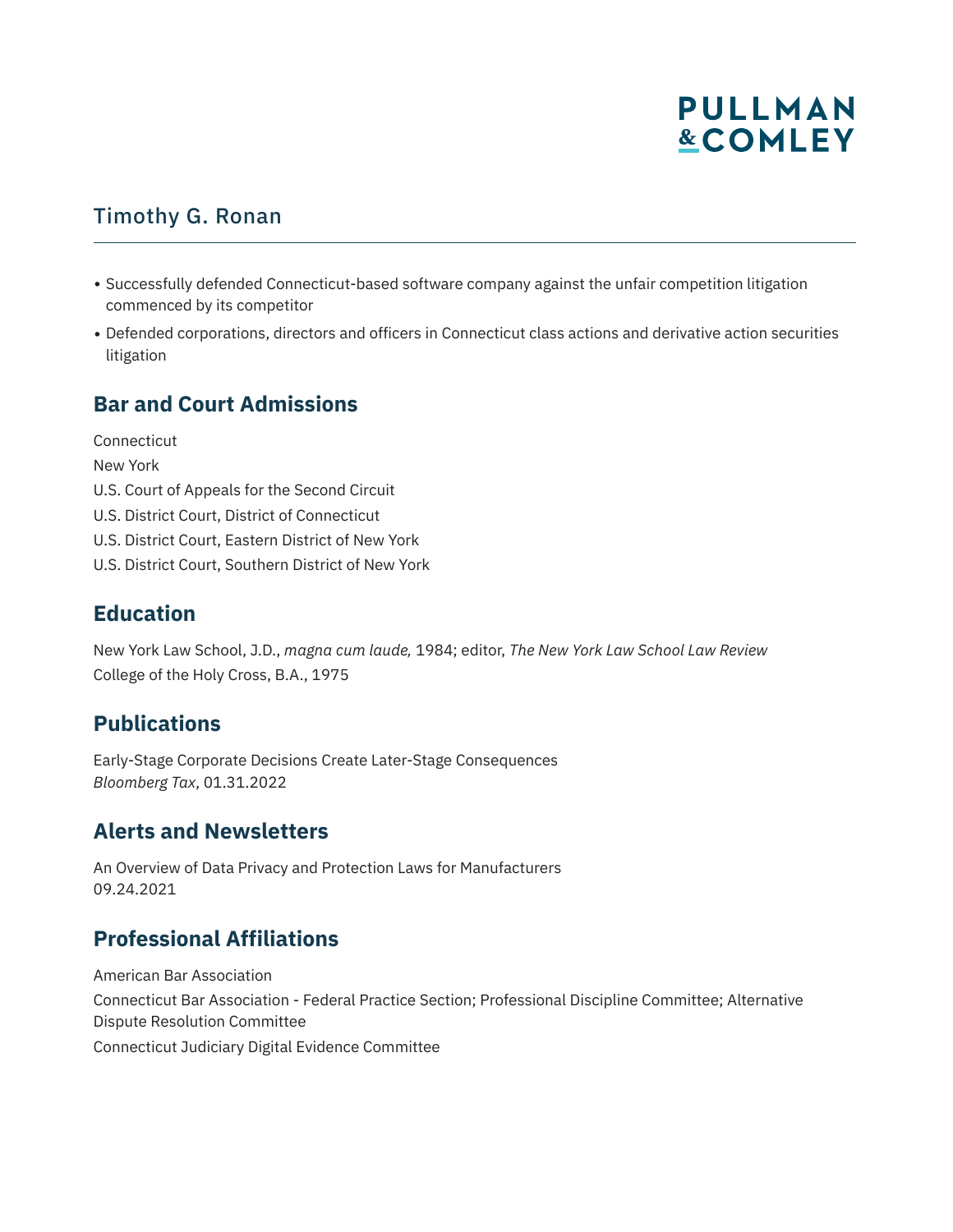Timothy G. Ronan

- Successfully defended Connecticut-based software company against the unfair competition litigation commenced by its competitor
- Defended corporations, directors and officers in Connecticut class actions and derivative action securities litigation

## Bar and Court Admissions

Connecticut

New York

U.S. Court of Appeals for the Second Circuit

U.S. District Court, District of Connecticut

U.S. District Court, Eastern District of New York

U.S. District Court, Southern District of New York

## Education

New York Law School, J.D., *magna cum laude,* 1984; editor, *The New York Law School Law Review*

College of the Holy Cross, B.A., 1975

## Publications

Early-Stage Corporate Decisions Create Later-Stage Consequences
*Bloomberg Tax*, 01.31.2022

## Alerts and Newsletters

An Overview of Data Privacy and Protection Laws for Manufacturers
09.24.2021

## Professional Affiliations

American Bar Association

Connecticut Bar Association - Federal Practice Section; Professional Discipline Committee; Alternative Dispute Resolution Committee

Connecticut Judiciary Digital Evidence Committee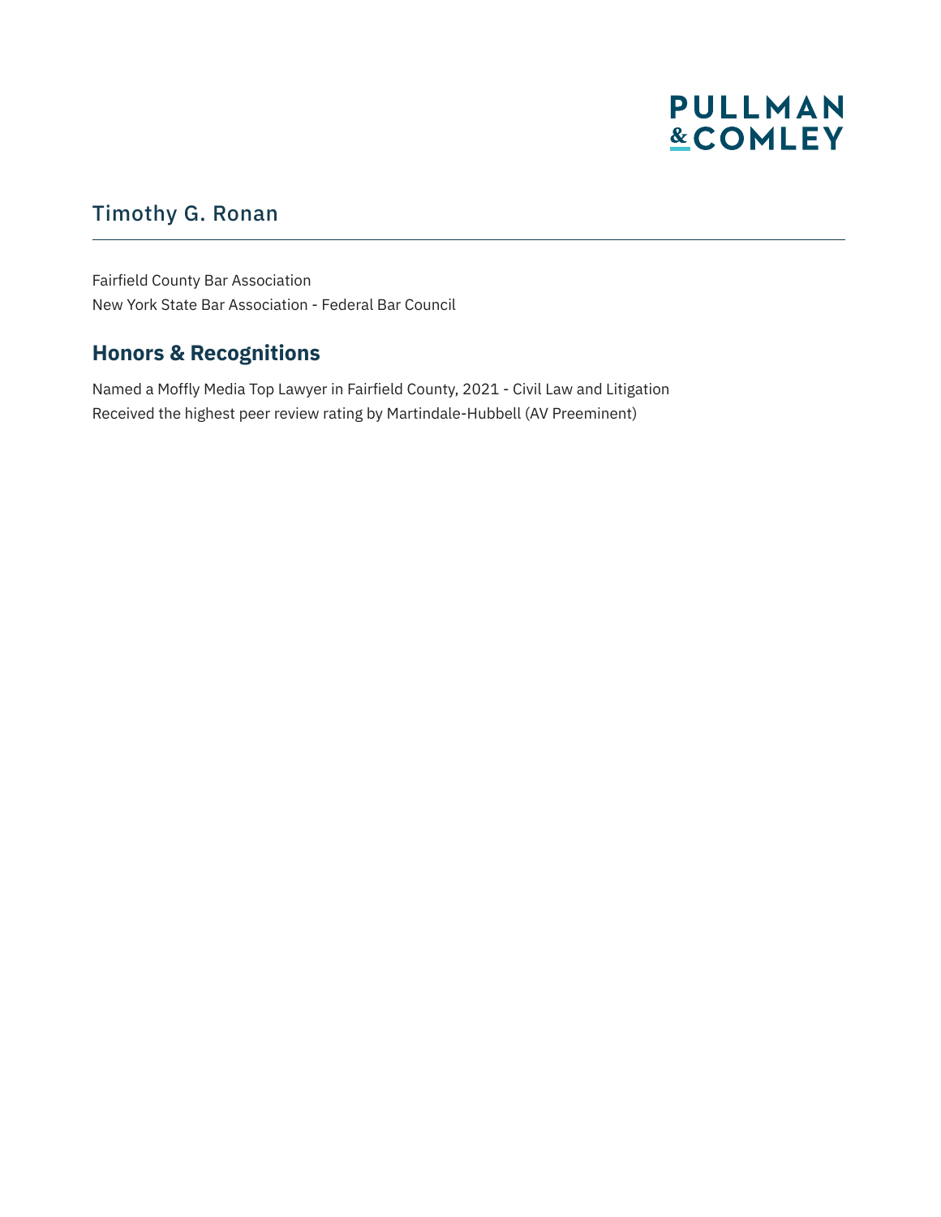Fairfield County Bar Association
New York State Bar Association - Federal Bar Council

## Honors & Recognitions

Named a Moffly Media Top Lawyer in Fairfield County, 2021 - Civil Law and Litigation
Received the highest peer review rating by Martindale-Hubbell (AV Preeminent)